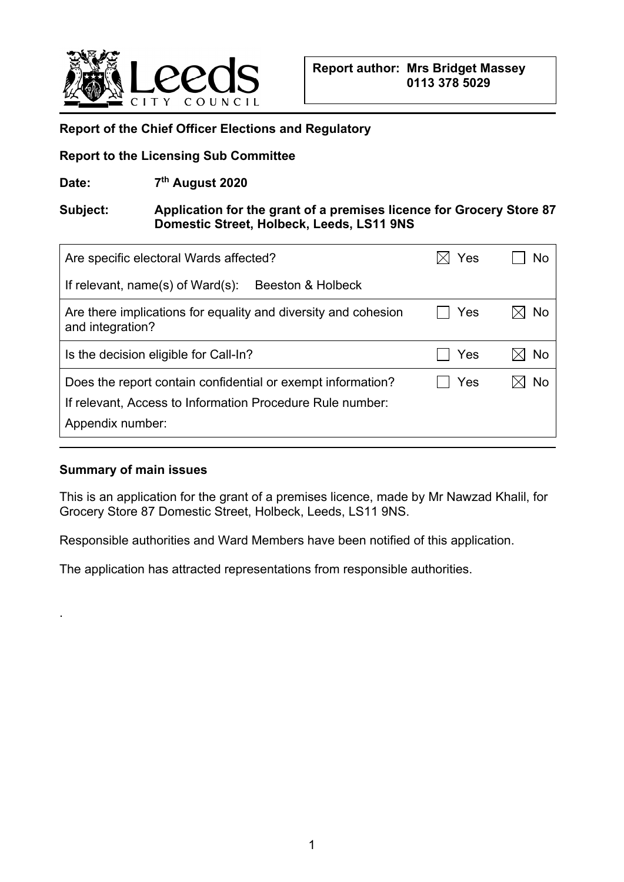Report author: Mrs Bridget Massey
0113 378 5029

**Report of the Chief Officer Elections and Regulatory**

**Report to the Licensing Sub Committee**

**Date:** 7th August 2020

**Subject:** Application for the grant of a premises licence for Grocery Store 87 Domestic Street, Holbeck, Leeds, LS11 9NS

| | | |
|---|---|---|
| Are specific electoral Wards affected? | ☒ Yes | ☐ No |
| If relevant, name(s) of Ward(s): Beeston & Holbeck | | |
| Are there implications for equality and diversity and cohesion and integration? | ☐ Yes | ☒ No |
| Is the decision eligible for Call-In? | ☐ Yes | ☒ No |
| Does the report contain confidential or exempt information? | ☐ Yes | ☒ No |
| If relevant, Access to Information Procedure Rule number: | | |
| Appendix number: | | |

**Summary of main issues**

This is an application for the grant of a premises licence, made by Mr Nawzad Khalil, for Grocery Store 87 Domestic Street, Holbeck, Leeds, LS11 9NS.

Responsible authorities and Ward Members have been notified of this application.

The application has attracted representations from responsible authorities.

.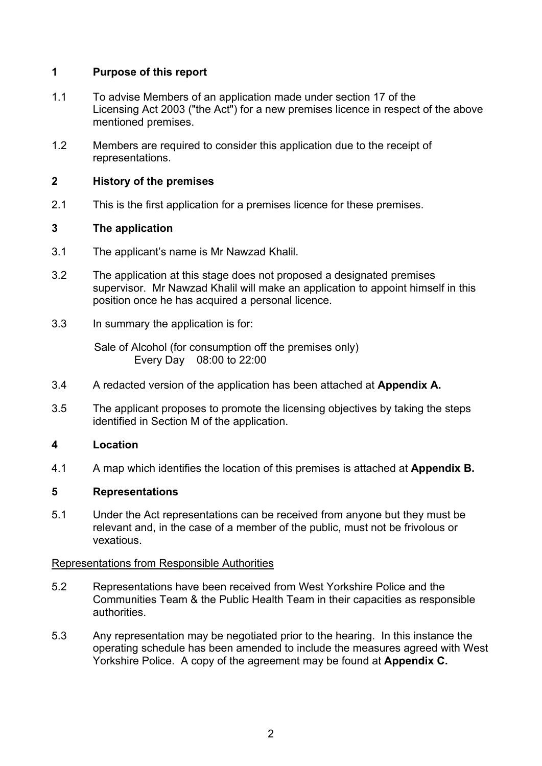## 1 Purpose of this report

1.1 To advise Members of an application made under section 17 of the Licensing Act 2003 ("the Act") for a new premises licence in respect of the above mentioned premises.

1.2 Members are required to consider this application due to the receipt of representations.

## 2 History of the premises

2.1 This is the first application for a premises licence for these premises.

## 3 The application

3.1 The applicant's name is Mr Nawzad Khalil.

3.2 The application at this stage does not proposed a designated premises supervisor. Mr Nawzad Khalil will make an application to appoint himself in this position once he has acquired a personal licence.

3.3 In summary the application is for:

Sale of Alcohol (for consumption off the premises only)
Every Day 08:00 to 22:00

3.4 A redacted version of the application has been attached at **Appendix A.**

3.5 The applicant proposes to promote the licensing objectives by taking the steps identified in Section M of the application.

## 4 Location

4.1 A map which identifies the location of this premises is attached at **Appendix B.**

## 5 Representations

5.1 Under the Act representations can be received from anyone but they must be relevant and, in the case of a member of the public, must not be frivolous or vexatious.

Representations from Responsible Authorities

5.2 Representations have been received from West Yorkshire Police and the Communities Team & the Public Health Team in their capacities as responsible authorities.

5.3 Any representation may be negotiated prior to the hearing. In this instance the operating schedule has been amended to include the measures agreed with West Yorkshire Police. A copy of the agreement may be found at **Appendix C.**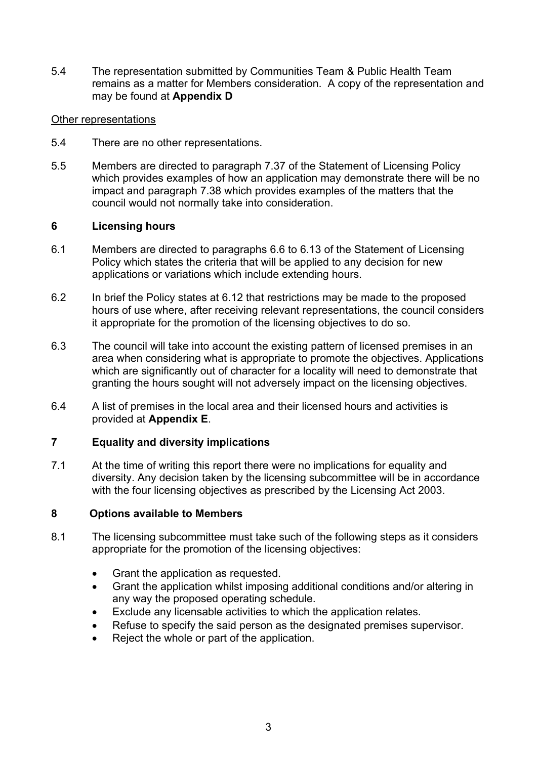5.4 The representation submitted by Communities Team & Public Health Team remains as a matter for Members consideration. A copy of the representation and may be found at **Appendix D**

Other representations

5.4 There are no other representations.

5.5 Members are directed to paragraph 7.37 of the Statement of Licensing Policy which provides examples of how an application may demonstrate there will be no impact and paragraph 7.38 which provides examples of the matters that the council would not normally take into consideration.

## 6 Licensing hours

6.1 Members are directed to paragraphs 6.6 to 6.13 of the Statement of Licensing Policy which states the criteria that will be applied to any decision for new applications or variations which include extending hours.

6.2 In brief the Policy states at 6.12 that restrictions may be made to the proposed hours of use where, after receiving relevant representations, the council considers it appropriate for the promotion of the licensing objectives to do so.

6.3 The council will take into account the existing pattern of licensed premises in an area when considering what is appropriate to promote the objectives. Applications which are significantly out of character for a locality will need to demonstrate that granting the hours sought will not adversely impact on the licensing objectives.

6.4 A list of premises in the local area and their licensed hours and activities is provided at **Appendix E**.

## 7 Equality and diversity implications

7.1 At the time of writing this report there were no implications for equality and diversity. Any decision taken by the licensing subcommittee will be in accordance with the four licensing objectives as prescribed by the Licensing Act 2003.

## 8 Options available to Members

8.1 The licensing subcommittee must take such of the following steps as it considers appropriate for the promotion of the licensing objectives:

- Grant the application as requested.
- Grant the application whilst imposing additional conditions and/or altering in any way the proposed operating schedule.
- Exclude any licensable activities to which the application relates.
- Refuse to specify the said person as the designated premises supervisor.
- Reject the whole or part of the application.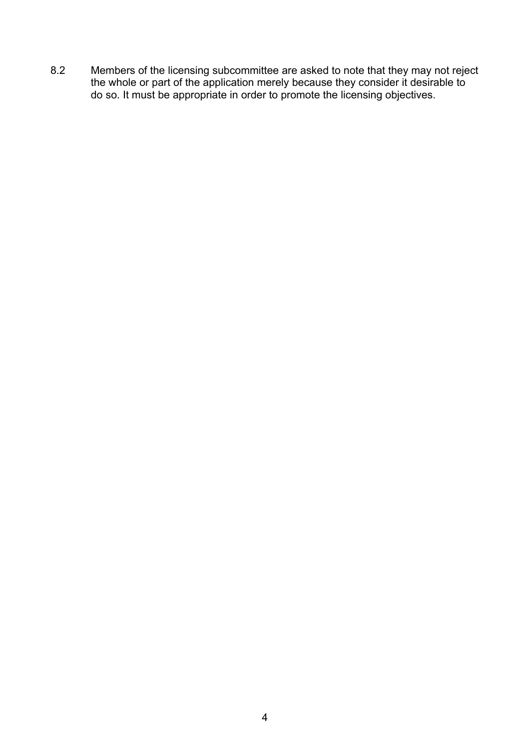8.2 Members of the licensing subcommittee are asked to note that they may not reject the whole or part of the application merely because they consider it desirable to do so. It must be appropriate in order to promote the licensing objectives.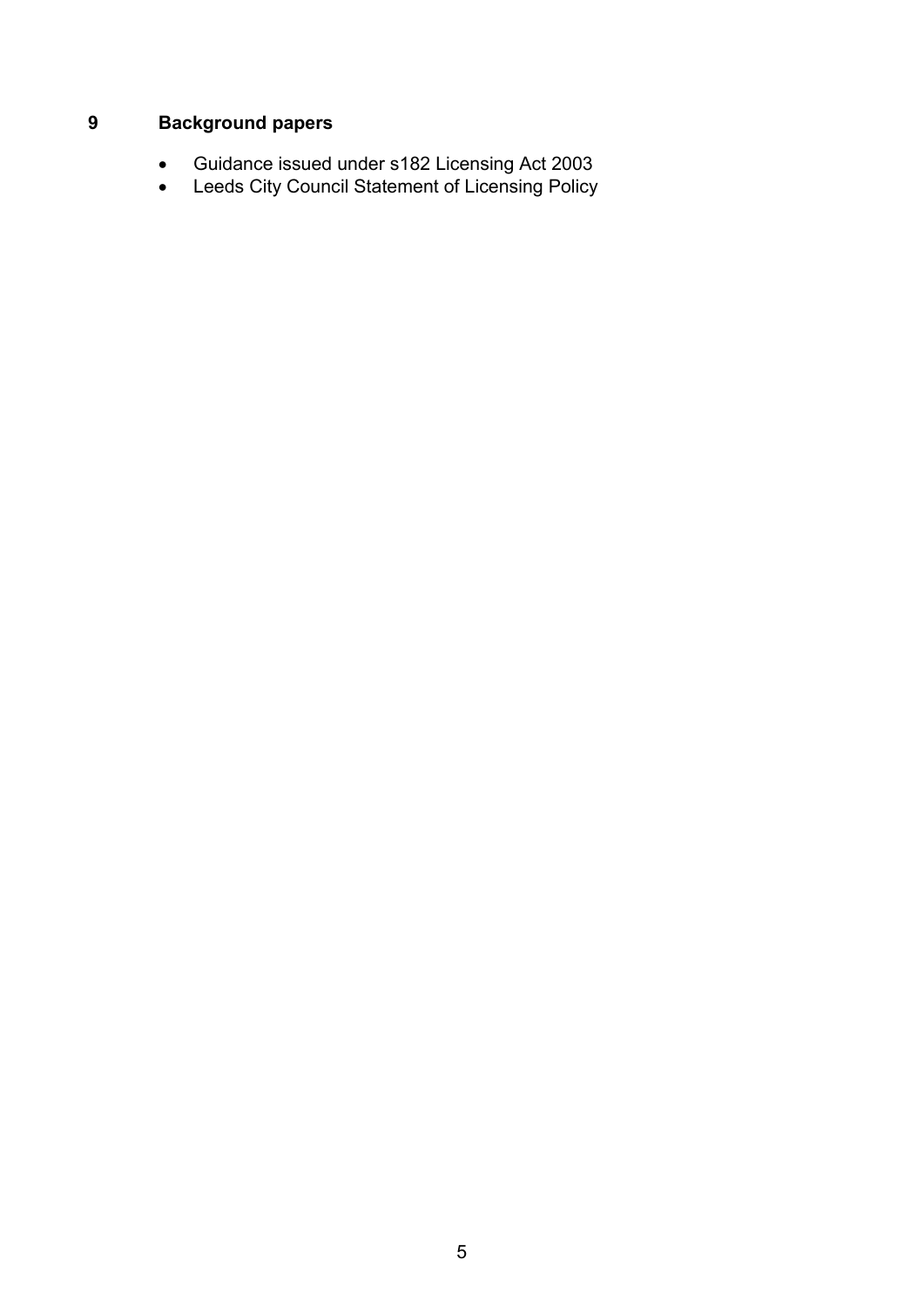## 9 Background papers

- Guidance issued under s182 Licensing Act 2003
- Leeds City Council Statement of Licensing Policy